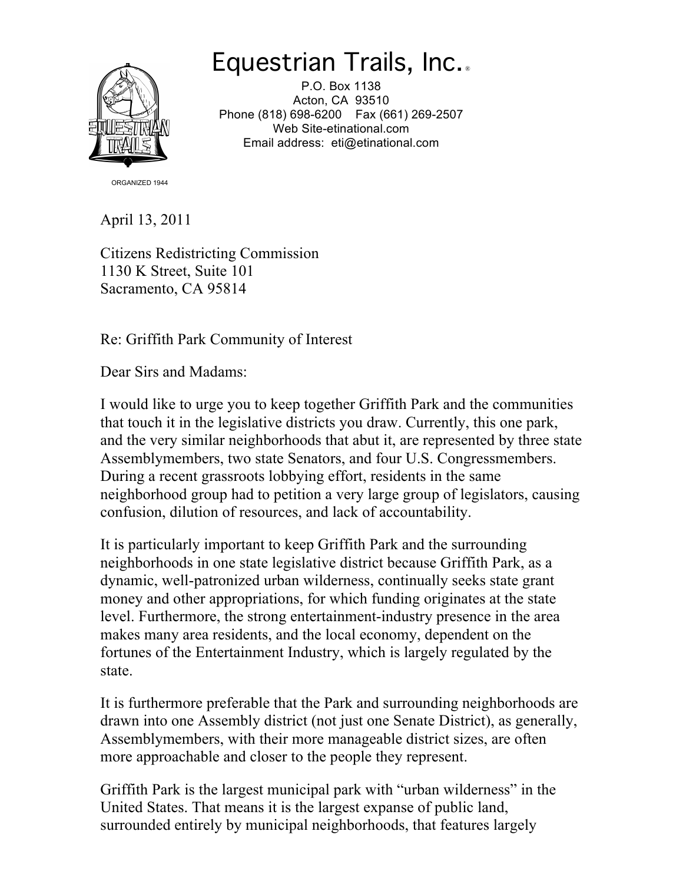# Equestrian Trails, Inc.®

P.O. Box 1138
Acton, CA 93510
Phone (818) 698-6200 Fax (661) 269-2507
Web Site-etinational.com
Email address: eti@etinational.com

ORGANIZED 1944

April 13, 2011

Citizens Redistricting Commission
1130 K Street, Suite 101
Sacramento, CA 95814

Re: Griffith Park Community of Interest

Dear Sirs and Madams:

I would like to urge you to keep together Griffith Park and the communities that touch it in the legislative districts you draw. Currently, this one park, and the very similar neighborhoods that abut it, are represented by three state Assemblymembers, two state Senators, and four U.S. Congressmembers. During a recent grassroots lobbying effort, residents in the same neighborhood group had to petition a very large group of legislators, causing confusion, dilution of resources, and lack of accountability.

It is particularly important to keep Griffith Park and the surrounding neighborhoods in one state legislative district because Griffith Park, as a dynamic, well-patronized urban wilderness, continually seeks state grant money and other appropriations, for which funding originates at the state level. Furthermore, the strong entertainment-industry presence in the area makes many area residents, and the local economy, dependent on the fortunes of the Entertainment Industry, which is largely regulated by the state.

It is furthermore preferable that the Park and surrounding neighborhoods are drawn into one Assembly district (not just one Senate District), as generally, Assemblymembers, with their more manageable district sizes, are often more approachable and closer to the people they represent.

Griffith Park is the largest municipal park with "urban wilderness" in the United States. That means it is the largest expanse of public land, surrounded entirely by municipal neighborhoods, that features largely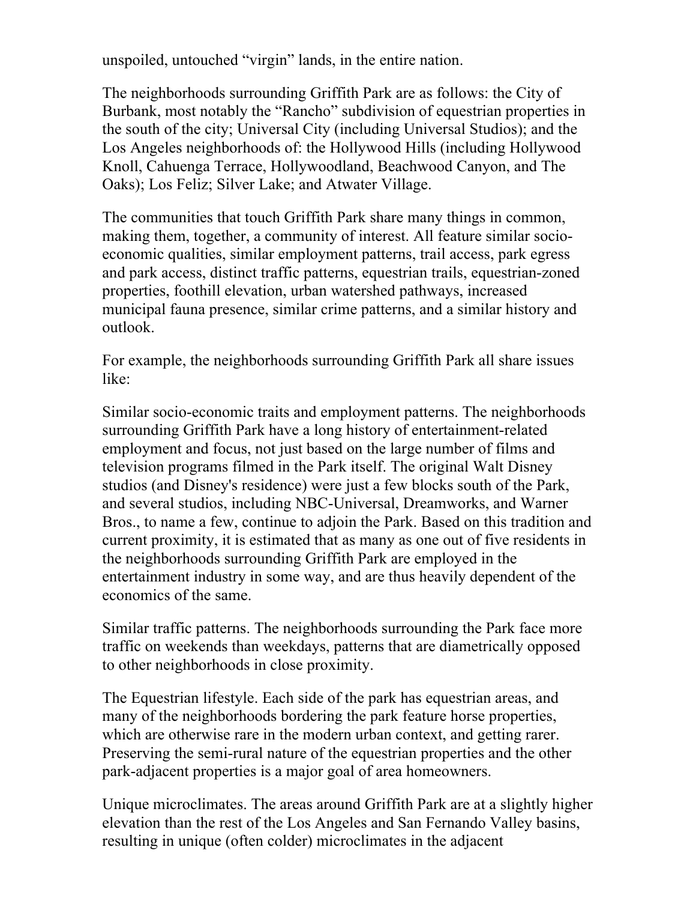unspoiled, untouched "virgin" lands, in the entire nation.

The neighborhoods surrounding Griffith Park are as follows: the City of Burbank, most notably the "Rancho" subdivision of equestrian properties in the south of the city; Universal City (including Universal Studios); and the Los Angeles neighborhoods of: the Hollywood Hills (including Hollywood Knoll, Cahuenga Terrace, Hollywoodland, Beachwood Canyon, and The Oaks); Los Feliz; Silver Lake; and Atwater Village.

The communities that touch Griffith Park share many things in common, making them, together, a community of interest. All feature similar socio-economic qualities, similar employment patterns, trail access, park egress and park access, distinct traffic patterns, equestrian trails, equestrian-zoned properties, foothill elevation, urban watershed pathways, increased municipal fauna presence, similar crime patterns, and a similar history and outlook.

For example, the neighborhoods surrounding Griffith Park all share issues like:

Similar socio-economic traits and employment patterns. The neighborhoods surrounding Griffith Park have a long history of entertainment-related employment and focus, not just based on the large number of films and television programs filmed in the Park itself. The original Walt Disney studios (and Disney's residence) were just a few blocks south of the Park, and several studios, including NBC-Universal, Dreamworks, and Warner Bros., to name a few, continue to adjoin the Park. Based on this tradition and current proximity, it is estimated that as many as one out of five residents in the neighborhoods surrounding Griffith Park are employed in the entertainment industry in some way, and are thus heavily dependent of the economics of the same.

Similar traffic patterns. The neighborhoods surrounding the Park face more traffic on weekends than weekdays, patterns that are diametrically opposed to other neighborhoods in close proximity.

The Equestrian lifestyle. Each side of the park has equestrian areas, and many of the neighborhoods bordering the park feature horse properties, which are otherwise rare in the modern urban context, and getting rarer. Preserving the semi-rural nature of the equestrian properties and the other park-adjacent properties is a major goal of area homeowners.

Unique microclimates. The areas around Griffith Park are at a slightly higher elevation than the rest of the Los Angeles and San Fernando Valley basins, resulting in unique (often colder) microclimates in the adjacent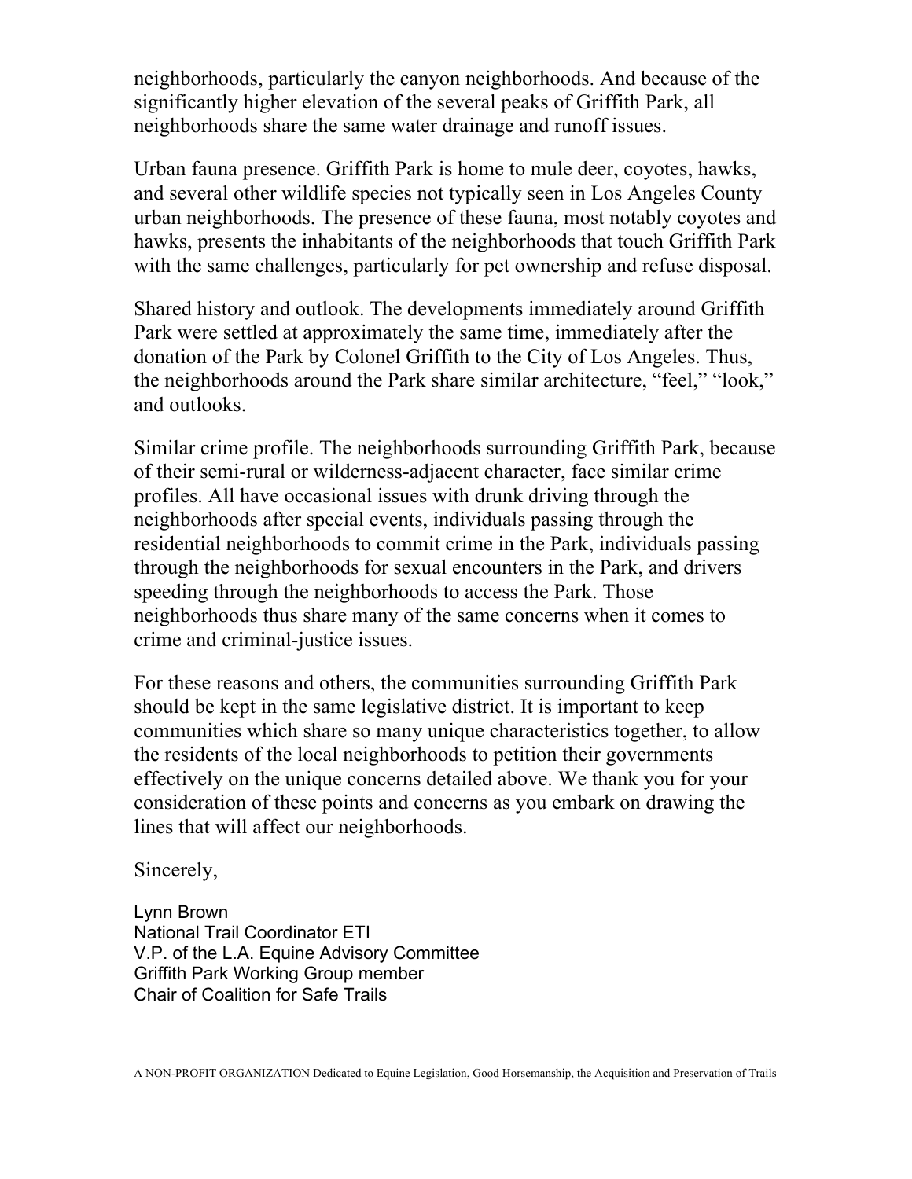neighborhoods, particularly the canyon neighborhoods. And because of the significantly higher elevation of the several peaks of Griffith Park, all neighborhoods share the same water drainage and runoff issues.

Urban fauna presence. Griffith Park is home to mule deer, coyotes, hawks, and several other wildlife species not typically seen in Los Angeles County urban neighborhoods. The presence of these fauna, most notably coyotes and hawks, presents the inhabitants of the neighborhoods that touch Griffith Park with the same challenges, particularly for pet ownership and refuse disposal.

Shared history and outlook. The developments immediately around Griffith Park were settled at approximately the same time, immediately after the donation of the Park by Colonel Griffith to the City of Los Angeles. Thus, the neighborhoods around the Park share similar architecture, "feel," "look," and outlooks.

Similar crime profile. The neighborhoods surrounding Griffith Park, because of their semi-rural or wilderness-adjacent character, face similar crime profiles. All have occasional issues with drunk driving through the neighborhoods after special events, individuals passing through the residential neighborhoods to commit crime in the Park, individuals passing through the neighborhoods for sexual encounters in the Park, and drivers speeding through the neighborhoods to access the Park. Those neighborhoods thus share many of the same concerns when it comes to crime and criminal-justice issues.

For these reasons and others, the communities surrounding Griffith Park should be kept in the same legislative district. It is important to keep communities which share so many unique characteristics together, to allow the residents of the local neighborhoods to petition their governments effectively on the unique concerns detailed above. We thank you for your consideration of these points and concerns as you embark on drawing the lines that will affect our neighborhoods.

Sincerely,

Lynn Brown
National Trail Coordinator ETI
V.P. of the L.A. Equine Advisory Committee
Griffith Park Working Group member
Chair of Coalition for Safe Trails

A NON-PROFIT ORGANIZATION Dedicated to Equine Legislation, Good Horsemanship, the Acquisition and Preservation of Trails